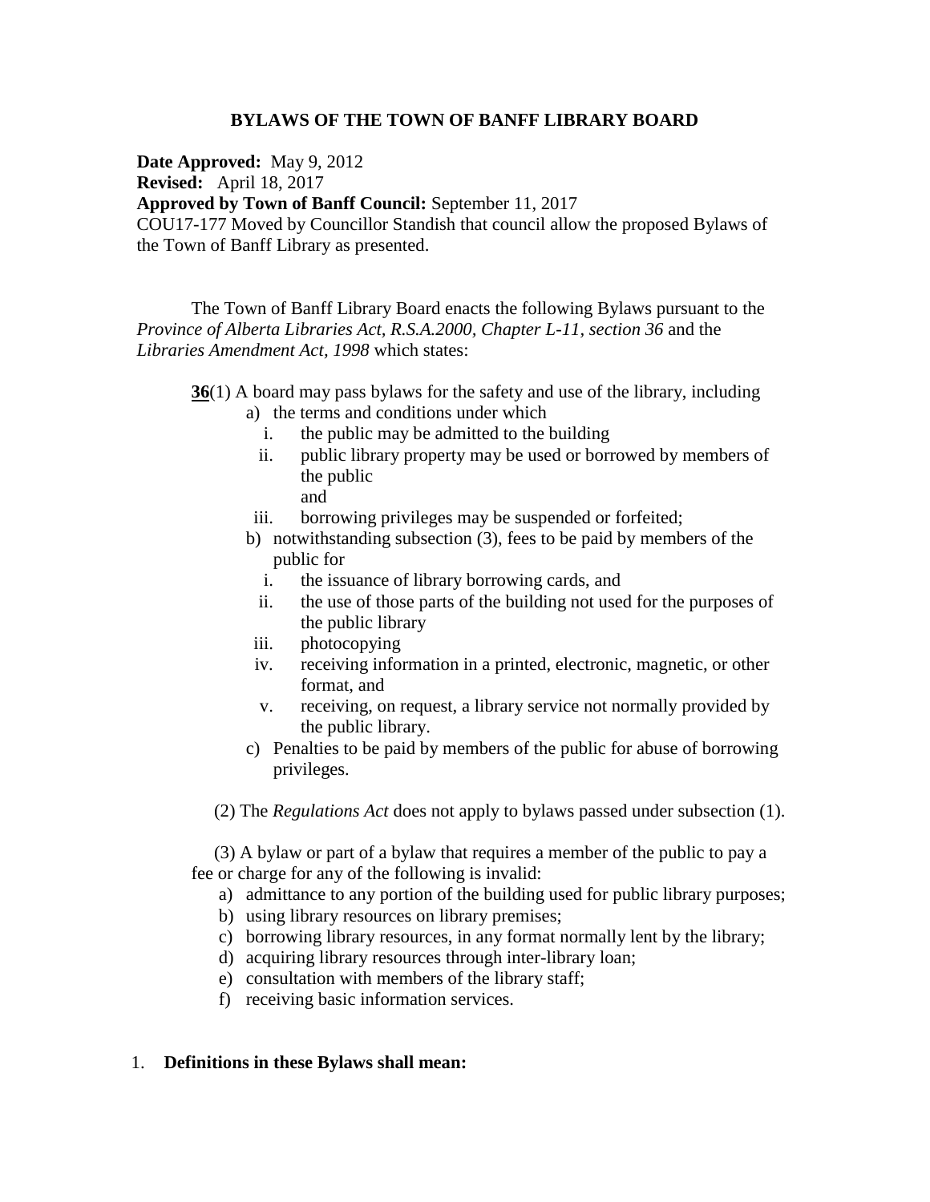# BYLAWS OF THE TOWN OF BANFF LIBRARY BOARD

**Date Approved:** May 9, 2012
**Revised:** April 18, 2017
**Approved by Town of Banff Council:** September 11, 2017
COU17-177 Moved by Councillor Standish that council allow the proposed Bylaws of the Town of Banff Library as presented.

The Town of Banff Library Board enacts the following Bylaws pursuant to the *Province of Alberta Libraries Act, R.S.A.2000, Chapter L-11, section 36* and the *Libraries Amendment Act, 1998* which states:

**36**(1) A board may pass bylaws for the safety and use of the library, including

a) the terms and conditions under which
   i. the public may be admitted to the building
   ii. public library property may be used or borrowed by members of the public
   and
   iii. borrowing privileges may be suspended or forfeited;
b) notwithstanding subsection (3), fees to be paid by members of the public for
   i. the issuance of library borrowing cards, and
   ii. the use of those parts of the building not used for the purposes of the public library
   iii. photocopying
   iv. receiving information in a printed, electronic, magnetic, or other format, and
   v. receiving, on request, a library service not normally provided by the public library.
c) Penalties to be paid by members of the public for abuse of borrowing privileges.

(2) The *Regulations Act* does not apply to bylaws passed under subsection (1).

(3) A bylaw or part of a bylaw that requires a member of the public to pay a fee or charge for any of the following is invalid:

a) admittance to any portion of the building used for public library purposes;
b) using library resources on library premises;
c) borrowing library resources, in any format normally lent by the library;
d) acquiring library resources through inter-library loan;
e) consultation with members of the library staff;
f) receiving basic information services.

1. **Definitions in these Bylaws shall mean:**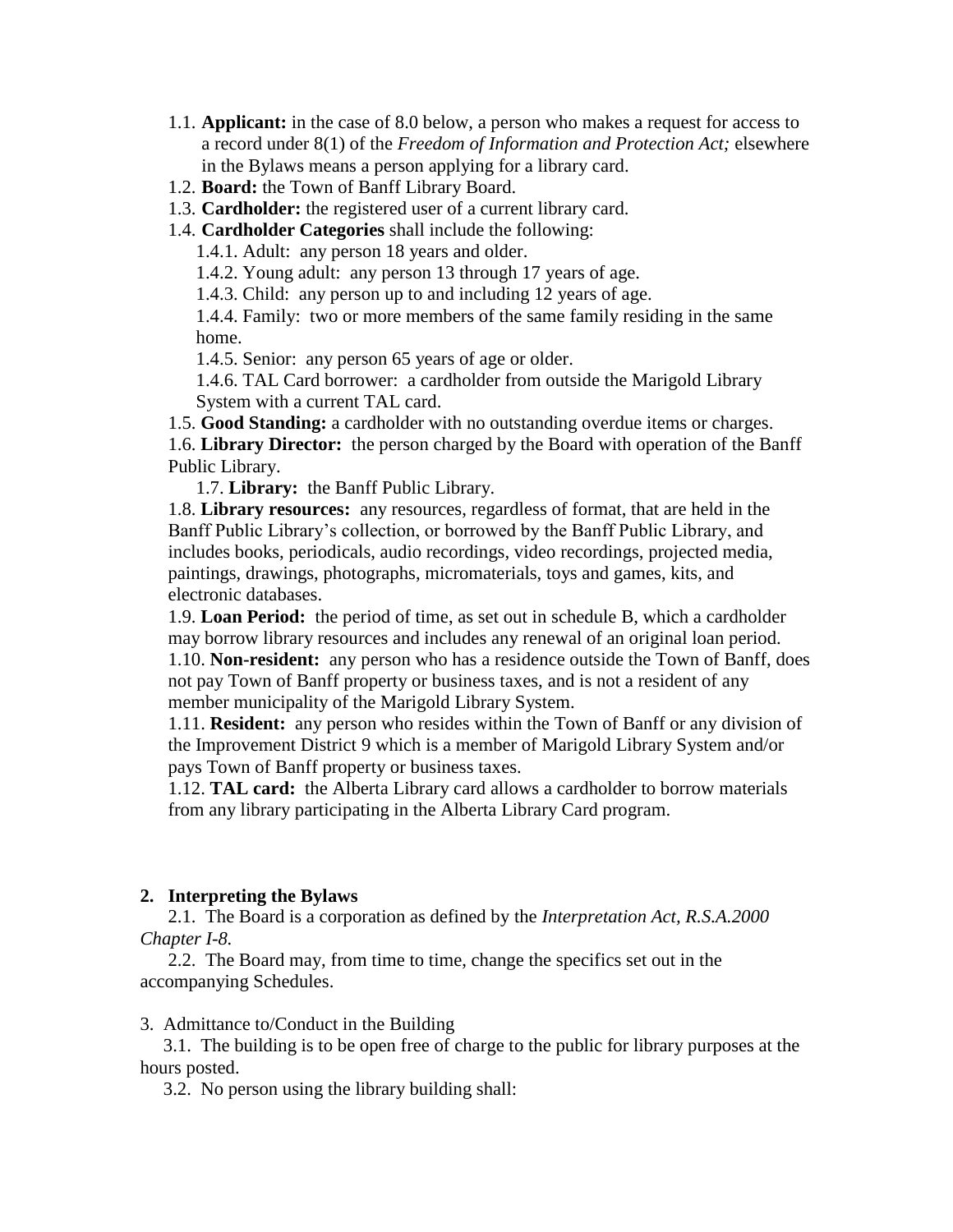1.1. **Applicant:** in the case of 8.0 below, a person who makes a request for access to a record under 8(1) of the *Freedom of Information and Protection Act;* elsewhere in the Bylaws means a person applying for a library card.

1.2. **Board:** the Town of Banff Library Board.

1.3. **Cardholder:** the registered user of a current library card.

1.4. **Cardholder Categories** shall include the following:

1.4.1. Adult: any person 18 years and older.

1.4.2. Young adult: any person 13 through 17 years of age.

1.4.3. Child: any person up to and including 12 years of age.

1.4.4. Family: two or more members of the same family residing in the same home.

1.4.5. Senior: any person 65 years of age or older.

1.4.6. TAL Card borrower: a cardholder from outside the Marigold Library System with a current TAL card.

1.5. **Good Standing:** a cardholder with no outstanding overdue items or charges.

1.6. **Library Director:** the person charged by the Board with operation of the Banff Public Library.

1.7. **Library:** the Banff Public Library.

1.8. **Library resources:** any resources, regardless of format, that are held in the Banff Public Library's collection, or borrowed by the Banff Public Library, and includes books, periodicals, audio recordings, video recordings, projected media, paintings, drawings, photographs, micromaterials, toys and games, kits, and electronic databases.

1.9. **Loan Period:** the period of time, as set out in schedule B, which a cardholder may borrow library resources and includes any renewal of an original loan period.

1.10. **Non-resident:** any person who has a residence outside the Town of Banff, does not pay Town of Banff property or business taxes, and is not a resident of any member municipality of the Marigold Library System.

1.11. **Resident:** any person who resides within the Town of Banff or any division of the Improvement District 9 which is a member of Marigold Library System and/or pays Town of Banff property or business taxes.

1.12. **TAL card:** the Alberta Library card allows a cardholder to borrow materials from any library participating in the Alberta Library Card program.

## 2. Interpreting the Bylaws

2.1. The Board is a corporation as defined by the *Interpretation Act, R.S.A.2000 Chapter I-8.*

2.2. The Board may, from time to time, change the specifics set out in the accompanying Schedules.

3. Admittance to/Conduct in the Building

3.1. The building is to be open free of charge to the public for library purposes at the hours posted.

3.2. No person using the library building shall: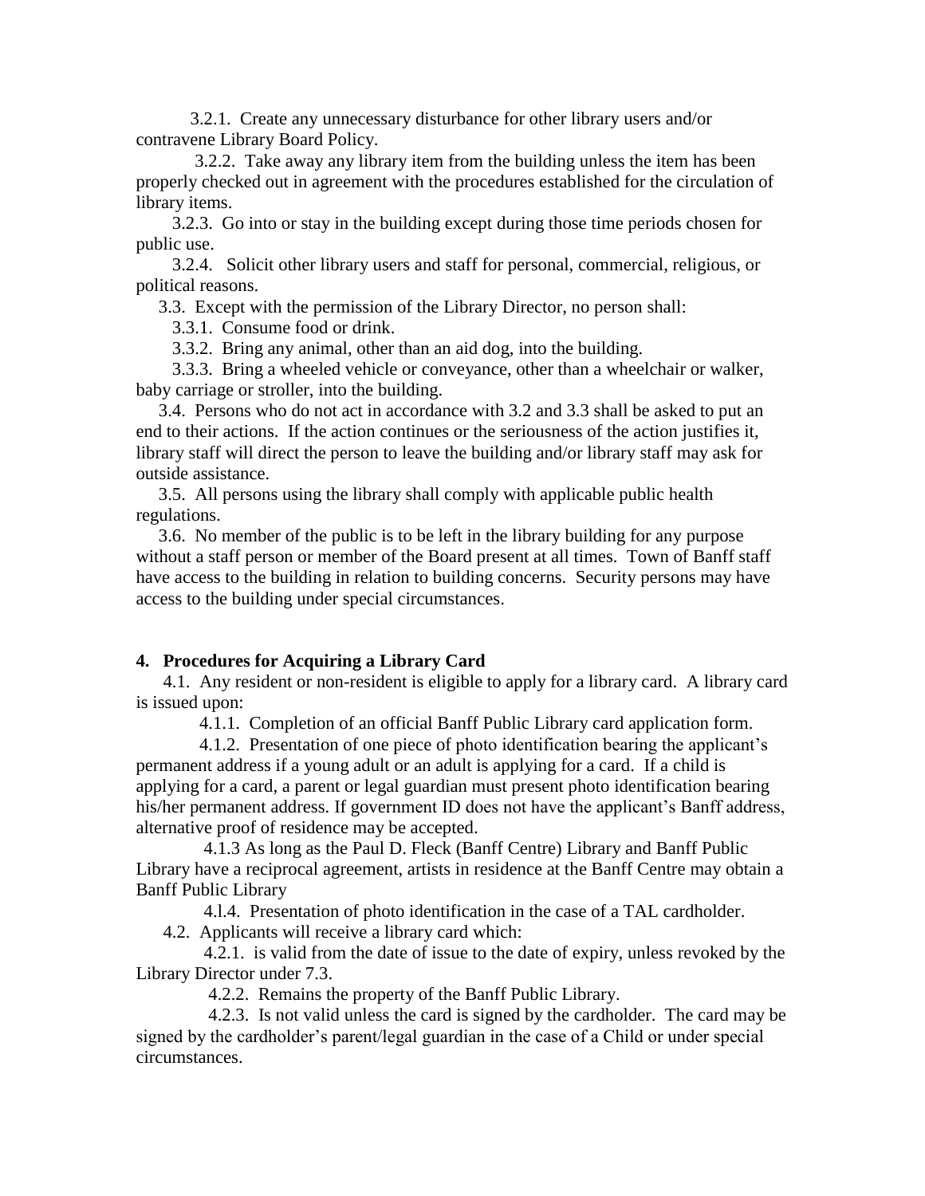3.2.1. Create any unnecessary disturbance for other library users and/or contravene Library Board Policy.

3.2.2. Take away any library item from the building unless the item has been properly checked out in agreement with the procedures established for the circulation of library items.

3.2.3. Go into or stay in the building except during those time periods chosen for public use.

3.2.4. Solicit other library users and staff for personal, commercial, religious, or political reasons.

3.3. Except with the permission of the Library Director, no person shall:

3.3.1. Consume food or drink.

3.3.2. Bring any animal, other than an aid dog, into the building.

3.3.3. Bring a wheeled vehicle or conveyance, other than a wheelchair or walker, baby carriage or stroller, into the building.

3.4. Persons who do not act in accordance with 3.2 and 3.3 shall be asked to put an end to their actions. If the action continues or the seriousness of the action justifies it, library staff will direct the person to leave the building and/or library staff may ask for outside assistance.

3.5. All persons using the library shall comply with applicable public health regulations.

3.6. No member of the public is to be left in the library building for any purpose without a staff person or member of the Board present at all times. Town of Banff staff have access to the building in relation to building concerns. Security persons may have access to the building under special circumstances.

**4. Procedures for Acquiring a Library Card**

4.1. Any resident or non-resident is eligible to apply for a library card. A library card is issued upon:

4.1.1. Completion of an official Banff Public Library card application form.

4.1.2. Presentation of one piece of photo identification bearing the applicant's permanent address if a young adult or an adult is applying for a card. If a child is applying for a card, a parent or legal guardian must present photo identification bearing his/her permanent address. If government ID does not have the applicant's Banff address, alternative proof of residence may be accepted.

4.1.3 As long as the Paul D. Fleck (Banff Centre) Library and Banff Public Library have a reciprocal agreement, artists in residence at the Banff Centre may obtain a Banff Public Library

4.l.4. Presentation of photo identification in the case of a TAL cardholder.

4.2. Applicants will receive a library card which:

4.2.1. is valid from the date of issue to the date of expiry, unless revoked by the Library Director under 7.3.

4.2.2. Remains the property of the Banff Public Library.

4.2.3. Is not valid unless the card is signed by the cardholder. The card may be signed by the cardholder's parent/legal guardian in the case of a Child or under special circumstances.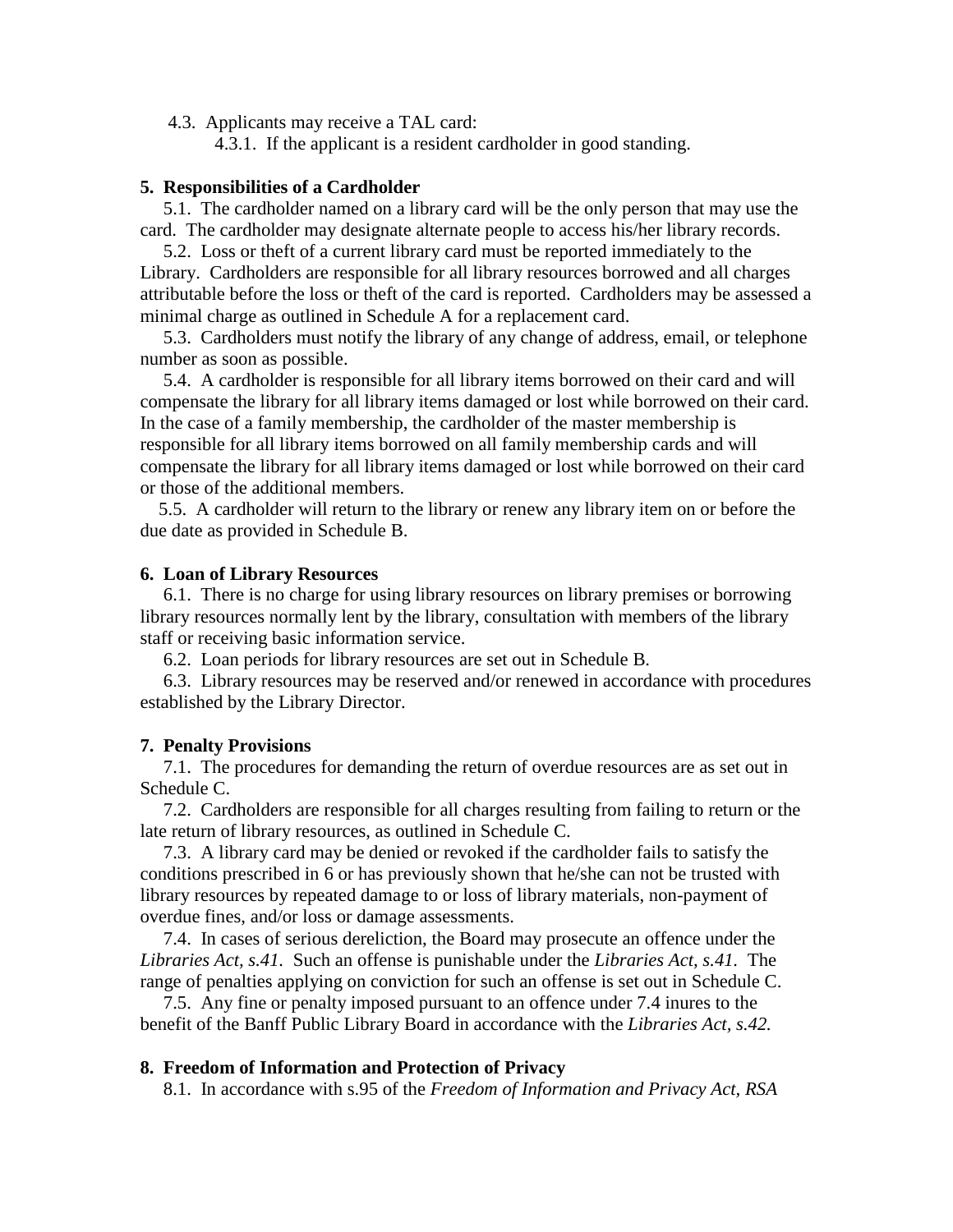4.3. Applicants may receive a TAL card:

4.3.1. If the applicant is a resident cardholder in good standing.

**5. Responsibilities of a Cardholder**

5.1. The cardholder named on a library card will be the only person that may use the card. The cardholder may designate alternate people to access his/her library records.

5.2. Loss or theft of a current library card must be reported immediately to the Library. Cardholders are responsible for all library resources borrowed and all charges attributable before the loss or theft of the card is reported. Cardholders may be assessed a minimal charge as outlined in Schedule A for a replacement card.

5.3. Cardholders must notify the library of any change of address, email, or telephone number as soon as possible.

5.4. A cardholder is responsible for all library items borrowed on their card and will compensate the library for all library items damaged or lost while borrowed on their card. In the case of a family membership, the cardholder of the master membership is responsible for all library items borrowed on all family membership cards and will compensate the library for all library items damaged or lost while borrowed on their card or those of the additional members.

5.5. A cardholder will return to the library or renew any library item on or before the due date as provided in Schedule B.

**6. Loan of Library Resources**

6.1. There is no charge for using library resources on library premises or borrowing library resources normally lent by the library, consultation with members of the library staff or receiving basic information service.

6.2. Loan periods for library resources are set out in Schedule B.

6.3. Library resources may be reserved and/or renewed in accordance with procedures established by the Library Director.

**7. Penalty Provisions**

7.1. The procedures for demanding the return of overdue resources are as set out in Schedule C.

7.2. Cardholders are responsible for all charges resulting from failing to return or the late return of library resources, as outlined in Schedule C.

7.3. A library card may be denied or revoked if the cardholder fails to satisfy the conditions prescribed in 6 or has previously shown that he/she can not be trusted with library resources by repeated damage to or loss of library materials, non-payment of overdue fines, and/or loss or damage assessments.

7.4. In cases of serious dereliction, the Board may prosecute an offence under the *Libraries Act, s.41.* Such an offense is punishable under the *Libraries Act, s.41*. The range of penalties applying on conviction for such an offense is set out in Schedule C.

7.5. Any fine or penalty imposed pursuant to an offence under 7.4 inures to the benefit of the Banff Public Library Board in accordance with the *Libraries Act, s.42.*

**8. Freedom of Information and Protection of Privacy**

8.1. In accordance with s.95 of the *Freedom of Information and Privacy Act, RSA*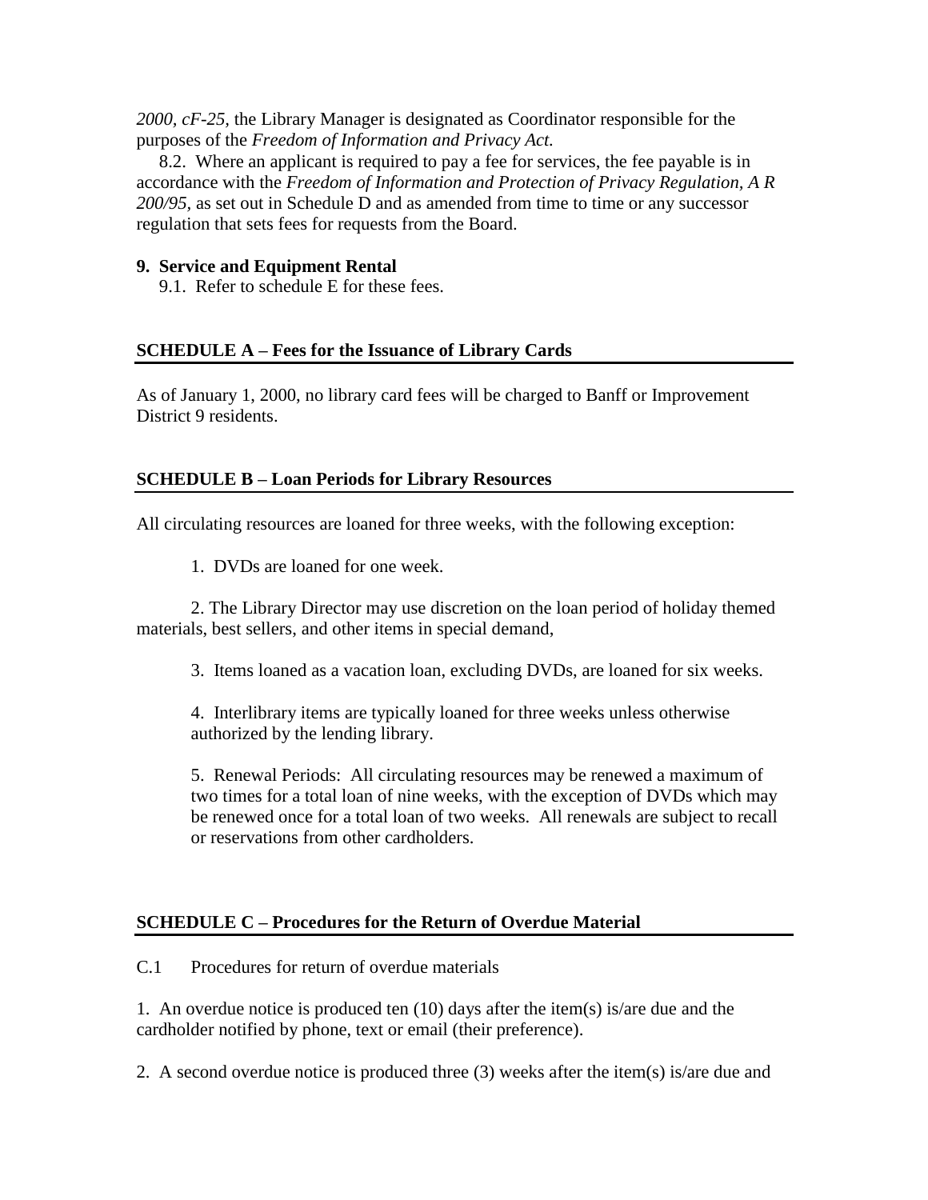*2000, cF-25,* the Library Manager is designated as Coordinator responsible for the purposes of the *Freedom of Information and Privacy Act.*

8.2. Where an applicant is required to pay a fee for services, the fee payable is in accordance with the *Freedom of Information and Protection of Privacy Regulation, A R 200/95*, as set out in Schedule D and as amended from time to time or any successor regulation that sets fees for requests from the Board.

**9. Service and Equipment Rental**

9.1. Refer to schedule E for these fees.

## SCHEDULE A – Fees for the Issuance of Library Cards

As of January 1, 2000, no library card fees will be charged to Banff or Improvement District 9 residents.

## SCHEDULE B – Loan Periods for Library Resources

All circulating resources are loaned for three weeks, with the following exception:

1. DVDs are loaned for one week.

2. The Library Director may use discretion on the loan period of holiday themed materials, best sellers, and other items in special demand,

3. Items loaned as a vacation loan, excluding DVDs, are loaned for six weeks.

4. Interlibrary items are typically loaned for three weeks unless otherwise authorized by the lending library.

5. Renewal Periods: All circulating resources may be renewed a maximum of two times for a total loan of nine weeks, with the exception of DVDs which may be renewed once for a total loan of two weeks. All renewals are subject to recall or reservations from other cardholders.

## SCHEDULE C – Procedures for the Return of Overdue Material

C.1 Procedures for return of overdue materials

1. An overdue notice is produced ten (10) days after the item(s) is/are due and the cardholder notified by phone, text or email (their preference).

2. A second overdue notice is produced three (3) weeks after the item(s) is/are due and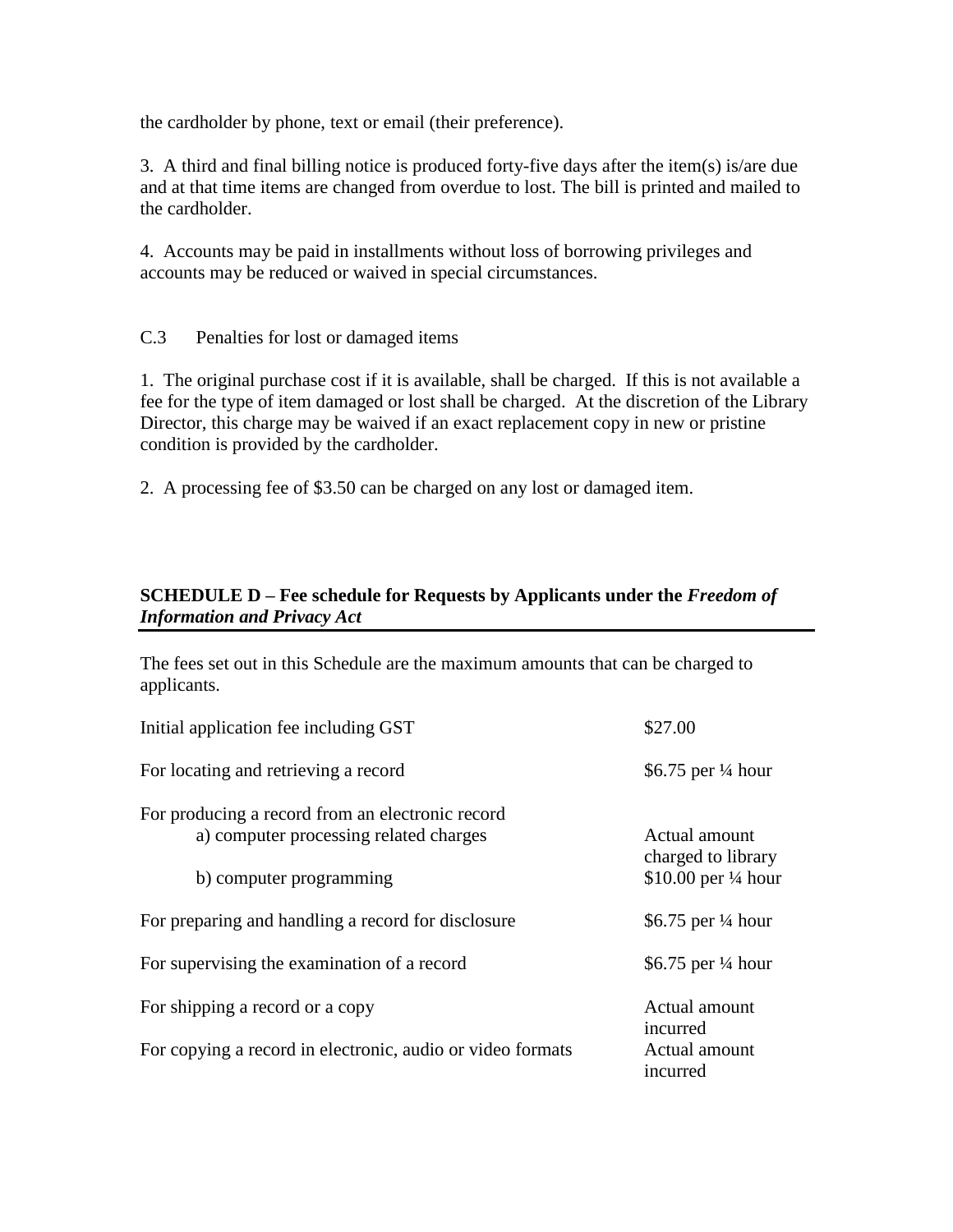the cardholder by phone, text or email (their preference).

3. A third and final billing notice is produced forty-five days after the item(s) is/are due and at that time items are changed from overdue to lost. The bill is printed and mailed to the cardholder.

4. Accounts may be paid in installments without loss of borrowing privileges and accounts may be reduced or waived in special circumstances.

C.3 Penalties for lost or damaged items

1. The original purchase cost if it is available, shall be charged. If this is not available a fee for the type of item damaged or lost shall be charged. At the discretion of the Library Director, this charge may be waived if an exact replacement copy in new or pristine condition is provided by the cardholder.

2. A processing fee of $3.50 can be charged on any lost or damaged item.

## SCHEDULE D – Fee schedule for Requests by Applicants under the *Freedom of Information and Privacy Act*

The fees set out in this Schedule are the maximum amounts that can be charged to applicants.

| | |
|---|---|
| Initial application fee including GST | $27.00 |
| For locating and retrieving a record | $6.75 per ¼ hour |
| For producing a record from an electronic record | |
| a) computer processing related charges | Actual amount charged to library |
| b) computer programming | $10.00 per ¼ hour |
| For preparing and handling a record for disclosure | $6.75 per ¼ hour |
| For supervising the examination of a record | $6.75 per ¼ hour |
| For shipping a record or a copy | Actual amount incurred |
| For copying a record in electronic, audio or video formats | Actual amount incurred |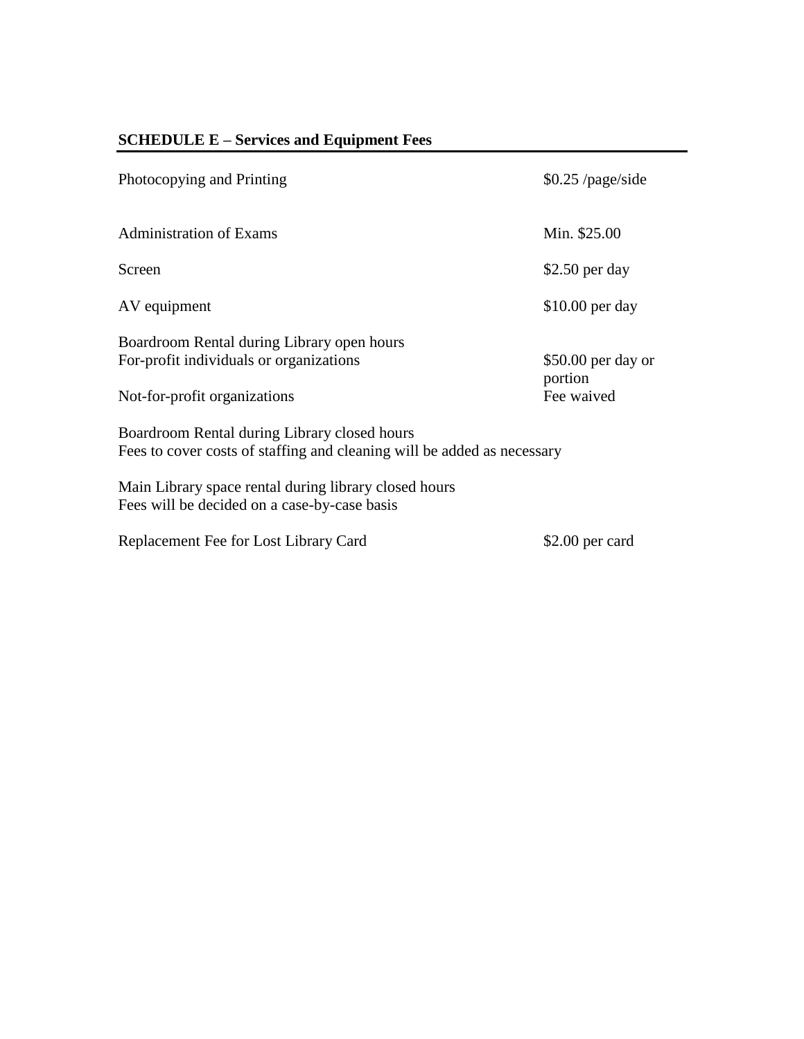**SCHEDULE E – Services and Equipment Fees**

| | |
|---|---|
| Photocopying and Printing | $0.25 /page/side |
| Administration of Exams | Min. $25.00 |
| Screen | $2.50 per day |
| AV equipment | $10.00 per day |
| Boardroom Rental during Library open hours | |
| For-profit individuals or organizations | $50.00 per day or portion |
| Not-for-profit organizations | Fee waived |

Boardroom Rental during Library closed hours
Fees to cover costs of staffing and cleaning will be added as necessary

Main Library space rental during library closed hours
Fees will be decided on a case-by-case basis

| | |
|---|---|
| Replacement Fee for Lost Library Card | $2.00 per card |